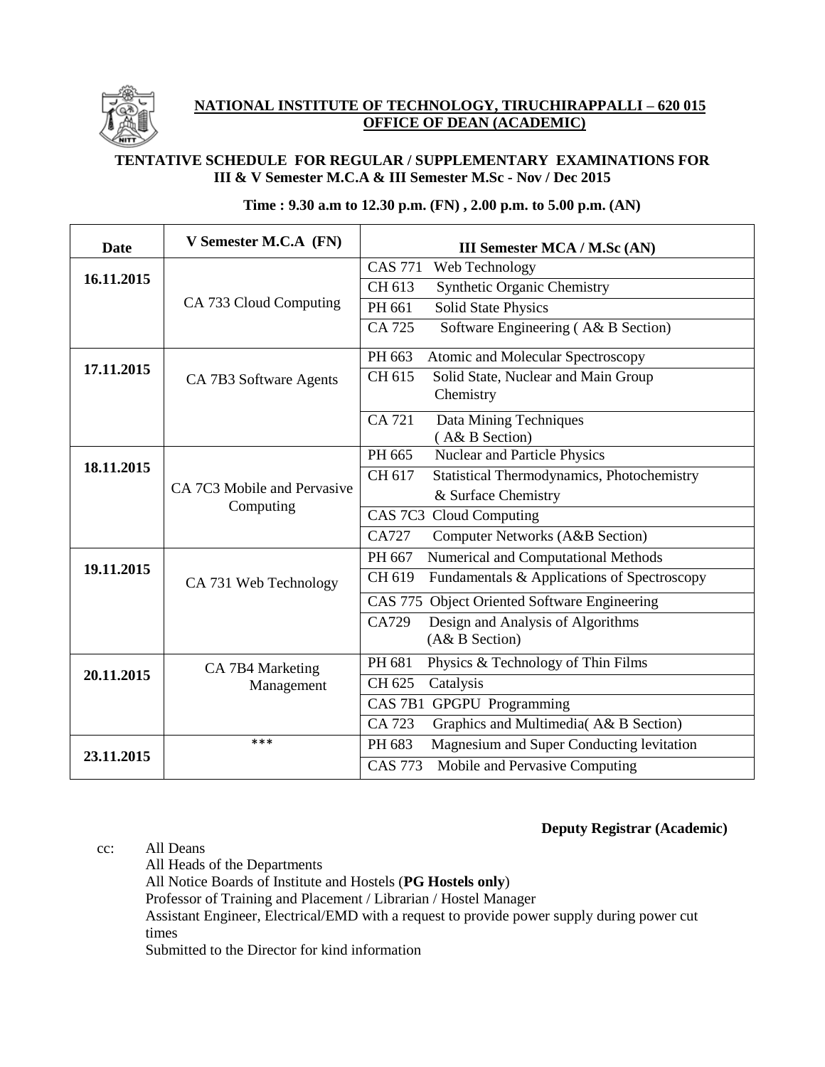**NATIONAL INSTITUTE OF TECHNOLOGY, TIRUCHIRAPPALLI – 620 015**
**OFFICE OF DEAN (ACADEMIC)**

**TENTATIVE SCHEDULE FOR REGULAR / SUPPLEMENTARY EXAMINATIONS FOR III & V Semester M.C.A & III Semester M.Sc - Nov / Dec 2015**

**Time : 9.30 a.m to 12.30 p.m. (FN) , 2.00 p.m. to 5.00 p.m. (AN)**

| Date | V Semester M.C.A (FN) | III Semester MCA / M.Sc (AN) |
|---|---|---|
| 16.11.2015 | CA 733 Cloud Computing | CAS 771 Web Technology |
| | | CH 613 Synthetic Organic Chemistry |
| | | PH 661 Solid State Physics |
| | | CA 725 Software Engineering ( A& B Section) |
| 17.11.2015 | CA 7B3 Software Agents | PH 663 Atomic and Molecular Spectroscopy |
| | | CH 615 Solid State, Nuclear and Main Group Chemistry |
| | | CA 721 Data Mining Techniques ( A& B Section) |
| 18.11.2015 | CA 7C3 Mobile and Pervasive Computing | PH 665 Nuclear and Particle Physics |
| | | CH 617 Statistical Thermodynamics, Photochemistry & Surface Chemistry |
| | | CAS 7C3 Cloud Computing |
| | | CA727 Computer Networks (A&B Section) |
| 19.11.2015 | CA 731 Web Technology | PH 667 Numerical and Computational Methods |
| | | CH 619 Fundamentals & Applications of Spectroscopy |
| | | CAS 775 Object Oriented Software Engineering |
| | | CA729 Design and Analysis of Algorithms (A& B Section) |
| 20.11.2015 | CA 7B4 Marketing Management | PH 681 Physics & Technology of Thin Films |
| | | CH 625 Catalysis |
| | | CAS 7B1 GPGPU Programming |
| | | CA 723 Graphics and Multimedia( A& B Section) |
| 23.11.2015 | *** | PH 683 Magnesium and Super Conducting levitation |
| | | CAS 773 Mobile and Pervasive Computing |

**Deputy Registrar (Academic)**

cc: All Deans
All Heads of the Departments
All Notice Boards of Institute and Hostels (**PG Hostels only**)
Professor of Training and Placement / Librarian / Hostel Manager
Assistant Engineer, Electrical/EMD with a request to provide power supply during power cut times
Submitted to the Director for kind information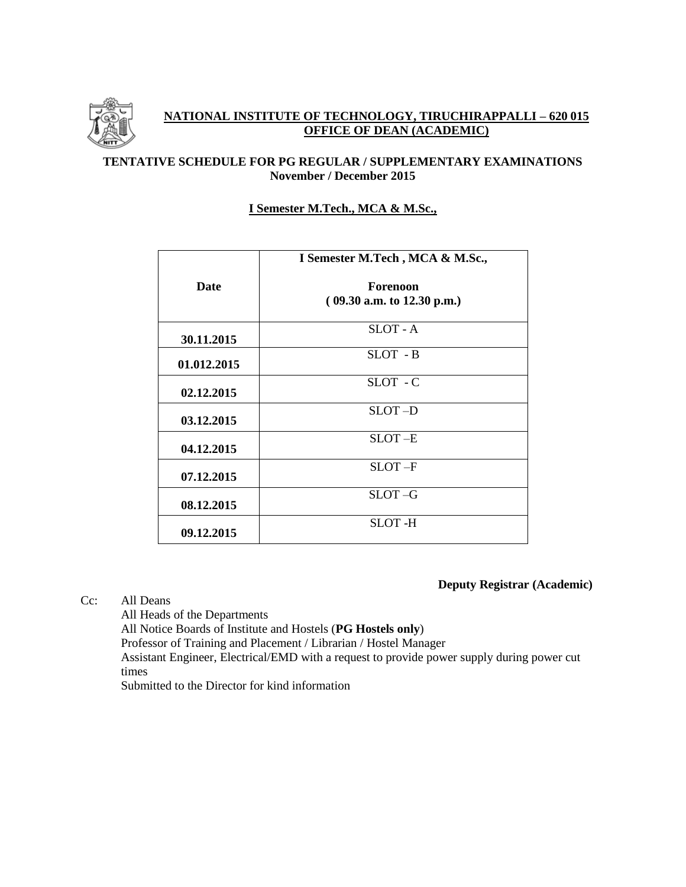**NATIONAL INSTITUTE OF TECHNOLOGY, TIRUCHIRAPPALLI – 620 015**
**OFFICE OF DEAN (ACADEMIC)**

**TENTATIVE SCHEDULE FOR PG REGULAR / SUPPLEMENTARY EXAMINATIONS November / December 2015**

**I Semester M.Tech., MCA & M.Sc.,**

| Date | I Semester M.Tech , MCA & M.Sc., Forenoon ( 09.30 a.m. to 12.30 p.m.) |
|---|---|
| 30.11.2015 | SLOT - A |
| 01.012.2015 | SLOT - B |
| 02.12.2015 | SLOT - C |
| 03.12.2015 | SLOT –D |
| 04.12.2015 | SLOT –E |
| 07.12.2015 | SLOT –F |
| 08.12.2015 | SLOT –G |
| 09.12.2015 | SLOT -H |

**Deputy Registrar (Academic)**

Cc: All Deans
All Heads of the Departments
All Notice Boards of Institute and Hostels (**PG Hostels only**)
Professor of Training and Placement / Librarian / Hostel Manager
Assistant Engineer, Electrical/EMD with a request to provide power supply during power cut times
Submitted to the Director for kind information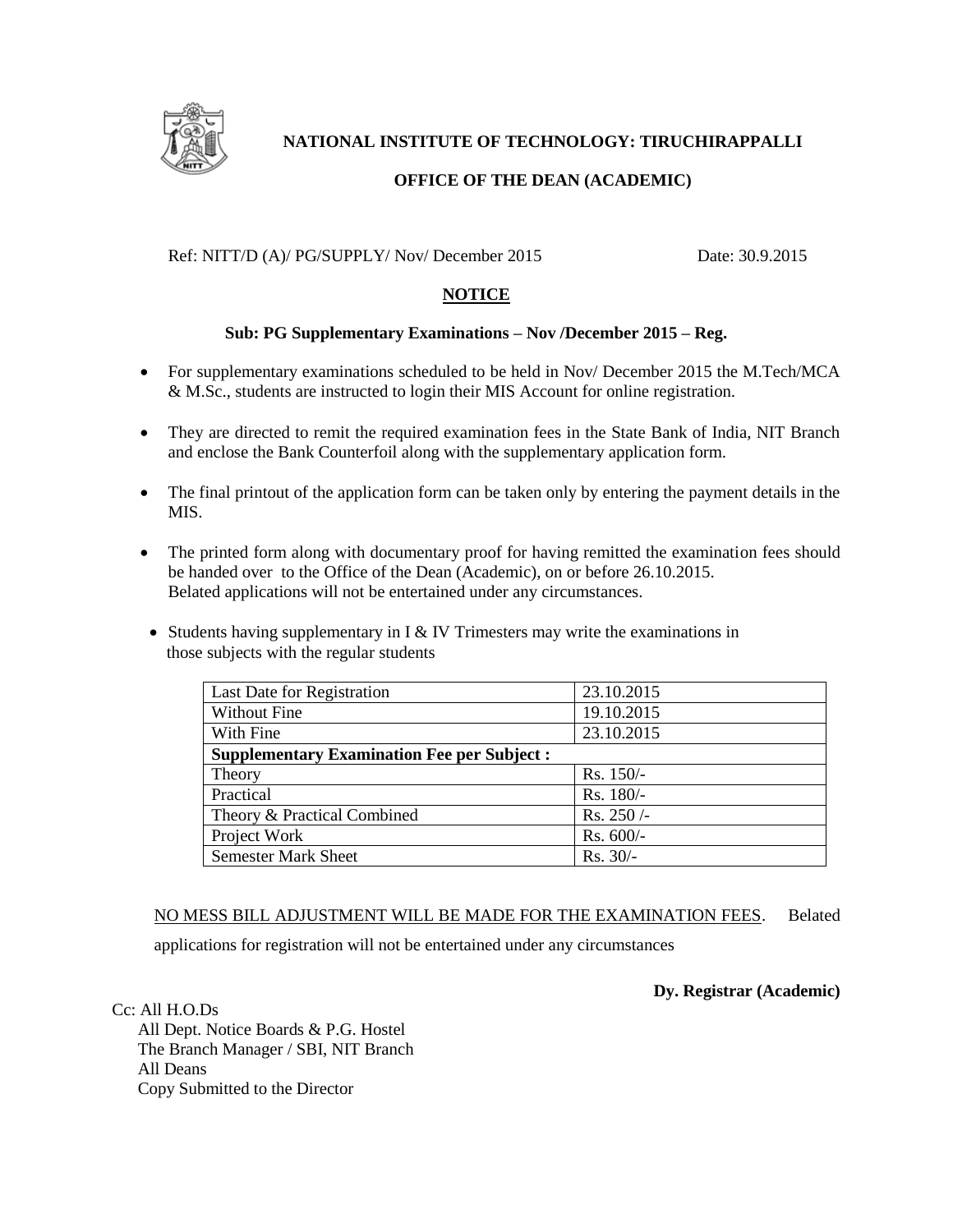**NATIONAL INSTITUTE OF TECHNOLOGY: TIRUCHIRAPPALLI**

**OFFICE OF THE DEAN (ACADEMIC)**

Ref: NITT/D (A)/ PG/SUPPLY/ Nov/ December 2015 Date: 30.9.2015

**NOTICE**

**Sub: PG Supplementary Examinations – Nov /December 2015 – Reg.**

- For supplementary examinations scheduled to be held in Nov/ December 2015 the M.Tech/MCA & M.Sc., students are instructed to login their MIS Account for online registration.
- They are directed to remit the required examination fees in the State Bank of India, NIT Branch and enclose the Bank Counterfoil along with the supplementary application form.
- The final printout of the application form can be taken only by entering the payment details in the MIS.
- The printed form along with documentary proof for having remitted the examination fees should be handed over to the Office of the Dean (Academic), on or before 26.10.2015. Belated applications will not be entertained under any circumstances.
- Students having supplementary in I & IV Trimesters may write the examinations in those subjects with the regular students

| | |
|---|---|
| Last Date for Registration | 23.10.2015 |
| Without Fine | 19.10.2015 |
| With Fine | 23.10.2015 |
| **Supplementary Examination Fee per Subject :** | |
| Theory | Rs. 150/- |
| Practical | Rs. 180/- |
| Theory & Practical Combined | Rs. 250 /- |
| Project Work | Rs. 600/- |
| Semester Mark Sheet | Rs. 30/- |

NO MESS BILL ADJUSTMENT WILL BE MADE FOR THE EXAMINATION FEES. Belated applications for registration will not be entertained under any circumstances

**Dy. Registrar (Academic)**

Cc: All H.O.Ds
All Dept. Notice Boards & P.G. Hostel
The Branch Manager / SBI, NIT Branch
All Deans
Copy Submitted to the Director